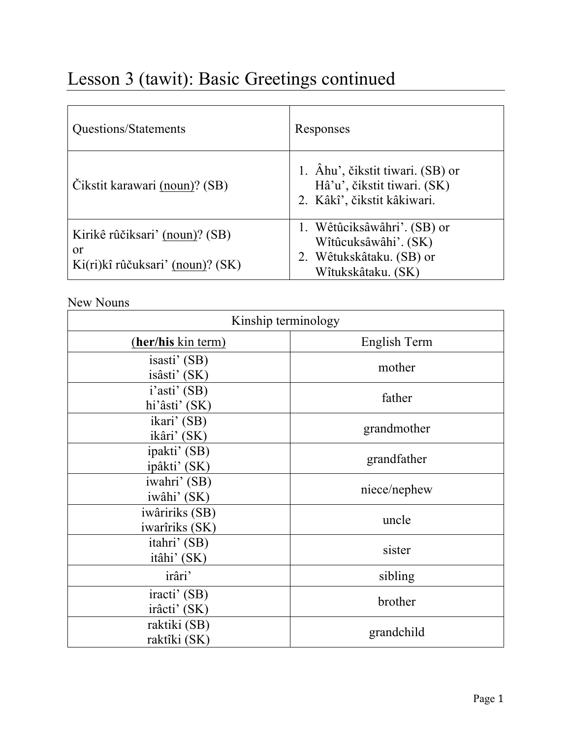# Lesson 3 (tawit): Basic Greetings continued

| Questions/Statements | Responses |
|---|---|
| Čikstit karawari (noun)? (SB) | 1. Âhu', čikstit tiwari. (SB) or Hâ'u', čikstit tiwari. (SK)<br>2. Kâkî', čikstit kâkiwari. |
| Kirikê rûčiksari' (noun)? (SB)<br>or<br>Ki(ri)kî rûčuksari' (noun)? (SK) | 1. Wêtûciksâwâhri'. (SB) or Wîtûcuksâwâhi'. (SK)<br>2. Wêtukskâtaku. (SB) or Wîtukskâtaku. (SK) |

New Nouns

| Kinship terminology | |
|---|---|
| (**her/his** kin term) | English Term |
| isasti' (SB)<br>isâsti' (SK) | mother |
| i'asti' (SB)<br>hi'âsti' (SK) | father |
| ikari' (SB)<br>ikâri' (SK) | grandmother |
| ipakti' (SB)<br>ipâkti' (SK) | grandfather |
| iwahri' (SB)<br>iwâhi' (SK) | niece/nephew |
| iwâririks (SB)<br>iwarîriks (SK) | uncle |
| itahri' (SB)<br>itâhi' (SK) | sister |
| irâri' | sibling |
| iracti' (SB)<br>irâcti' (SK) | brother |
| raktiki (SB)<br>raktîki (SK) | grandchild |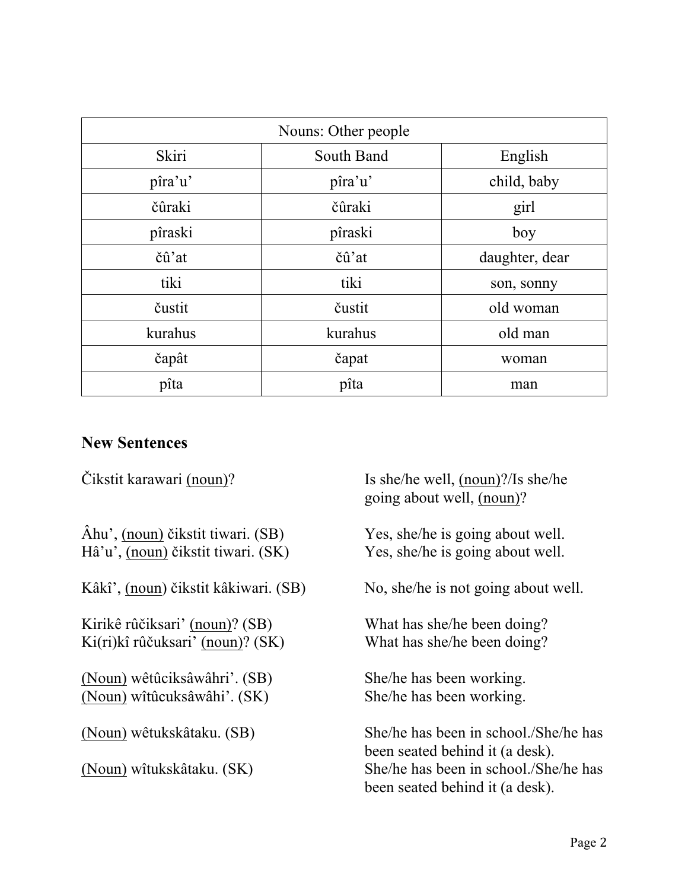| Nouns: Other people | | |
|---|---|---|
| Skiri | South Band | English |
| pîra’u’ | pîra’u’ | child, baby |
| čûraki | čûraki | girl |
| pîraski | pîraski | boy |
| čû’at | čû’at | daughter, dear |
| tiki | tiki | son, sonny |
| čustit | čustit | old woman |
| kurahus | kurahus | old man |
| čapât | čapat | woman |
| pîta | pîta | man |

## New Sentences

| | |
|---|---|
| Čikstit karawari <u>(noun)</u>? | Is she/he well, <u>(noun)</u>?/Is she/he going about well, <u>(noun)</u>? |
| Âhu’, <u>(noun)</u> čikstit tiwari. (SB) | Yes, she/he is going about well. |
| Hâ’u’, <u>(noun)</u> čikstit tiwari. (SK) | Yes, she/he is going about well. |
| Kâkî’, <u>(noun)</u> čikstit kâkiwari. (SB) | No, she/he is not going about well. |
| Kirikê rûčiksari’ <u>(noun)</u>? (SB) | What has she/he been doing? |
| Ki(ri)kî rûčuksari’ <u>(noun)</u>? (SK) | What has she/he been doing? |
| <u>(Noun)</u> wêtûciksâwâhri’. (SB) | She/he has been working. |
| <u>(Noun)</u> wîtûcuksâwâhi’. (SK) | She/he has been working. |
| <u>(Noun)</u> wêtukskâtaku. (SB) | She/he has been in school./She/he has been seated behind it (a desk). |
| <u>(Noun)</u> wîtukskâtaku. (SK) | She/he has been in school./She/he has been seated behind it (a desk). |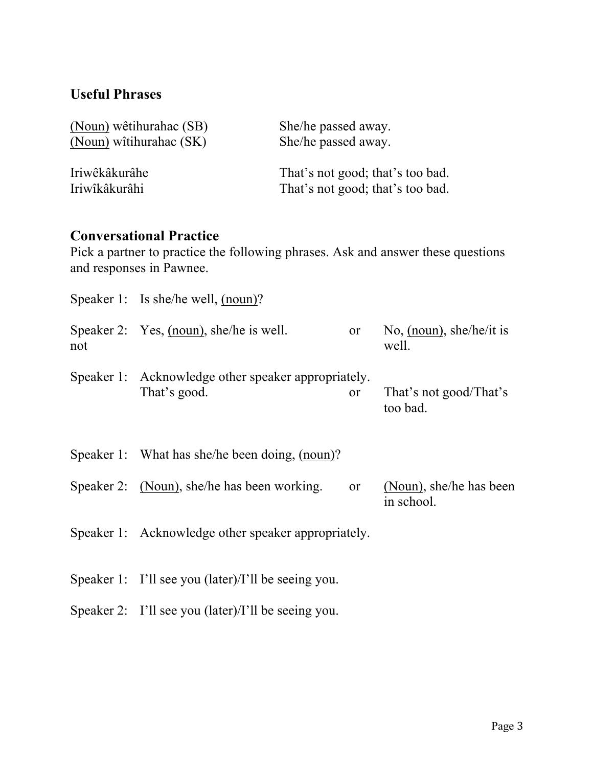## Useful Phrases

| | |
|---|---|
| <u>(Noun)</u> wêtihurahac (SB) | She/he passed away. |
| <u>(Noun)</u> wîtihurahac (SK) | She/he passed away. |
| Iriwêkâkurâhe | That's not good; that's too bad. |
| Iriwîkâkurâhi | That's not good; that's too bad. |

## Conversational Practice

Pick a partner to practice the following phrases. Ask and answer these questions and responses in Pawnee.

Speaker 1: Is she/he well, <u>(noun)</u>?

Speaker 2: Yes, <u>(noun)</u>, she/he is well. or No, <u>(noun)</u>, she/he/it is not well.

Speaker 1: Acknowledge other speaker appropriately.
That's good. or That's not good/That's too bad.

Speaker 1: What has she/he been doing, <u>(noun)</u>?

Speaker 2: <u>(Noun)</u>, she/he has been working. or <u>(Noun)</u>, she/he has been in school.

Speaker 1: Acknowledge other speaker appropriately.

Speaker 1: I'll see you (later)/I'll be seeing you.

Speaker 2: I'll see you (later)/I'll be seeing you.